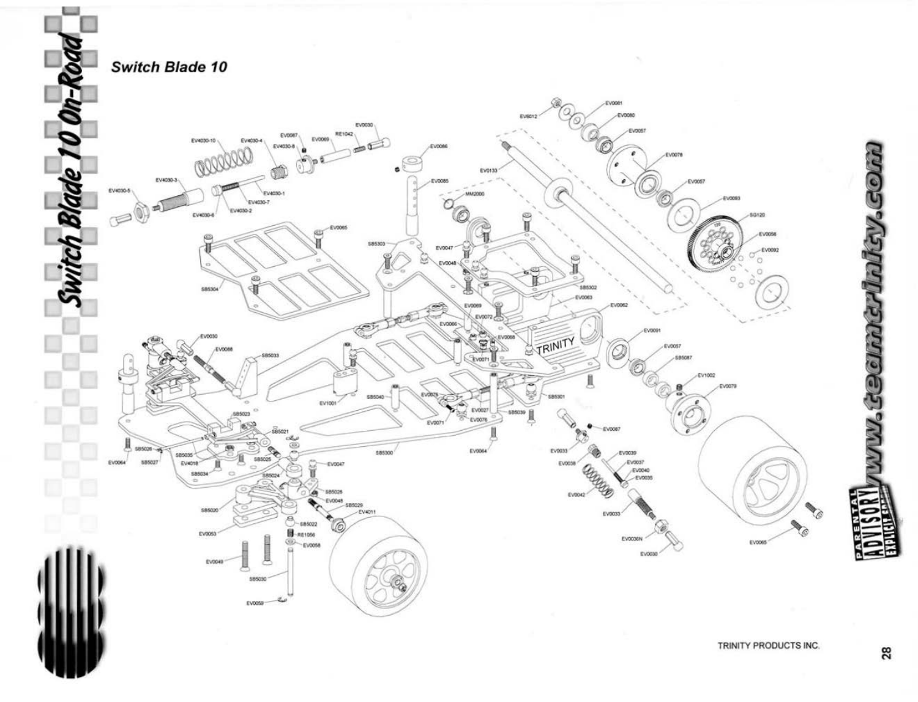## Switch Blade 10

EV4030-10, EV4030-4, EV4030-8, EV0067, EV0069, RE1042, EV0030, EV0086, EV4030-5, EV4030-3, EV4030-1, EV4030-7, EV4030-6, EV4030-2, EV0085, MM2000, EV0065, SB5303, EV0047, EV0048, SB5304, SB5302, EV0063, EV0062, EV0069, EV0072, EV0066, EV0068, EV0071, EV0030, EV0088, SB5033, EV1001, SB5040, EV0075, EV0071, EV0027, EV0076, SB5039, SB5301, SB5023, SB5021, SB5026, SB5035, EV0064, SB5027, EV4018, SB5025, SB5034, SB5024, EV0047, SB5300, EV0064, SB5020, SB5028, EV0048, SB5029, EV4011, SB5022, RE1056, EV0058, EV0053, EV0049, SB5030, EV0059

EV6012, EV0081, EV0080, EV0057, EV0078, EV0133, EV0057, EV0093, SG120, EV0056, EV0092, EV0091, EV0057, SB5087, EV1002, EV0079, EV0087, EV0033, EV0039, EV0038, EV0037, EV0040, EV0035, EV0042, EV0033, EV0036N, EV0030, EV0065

www.teamtrinity.com

TRINITY PRODUCTS INC.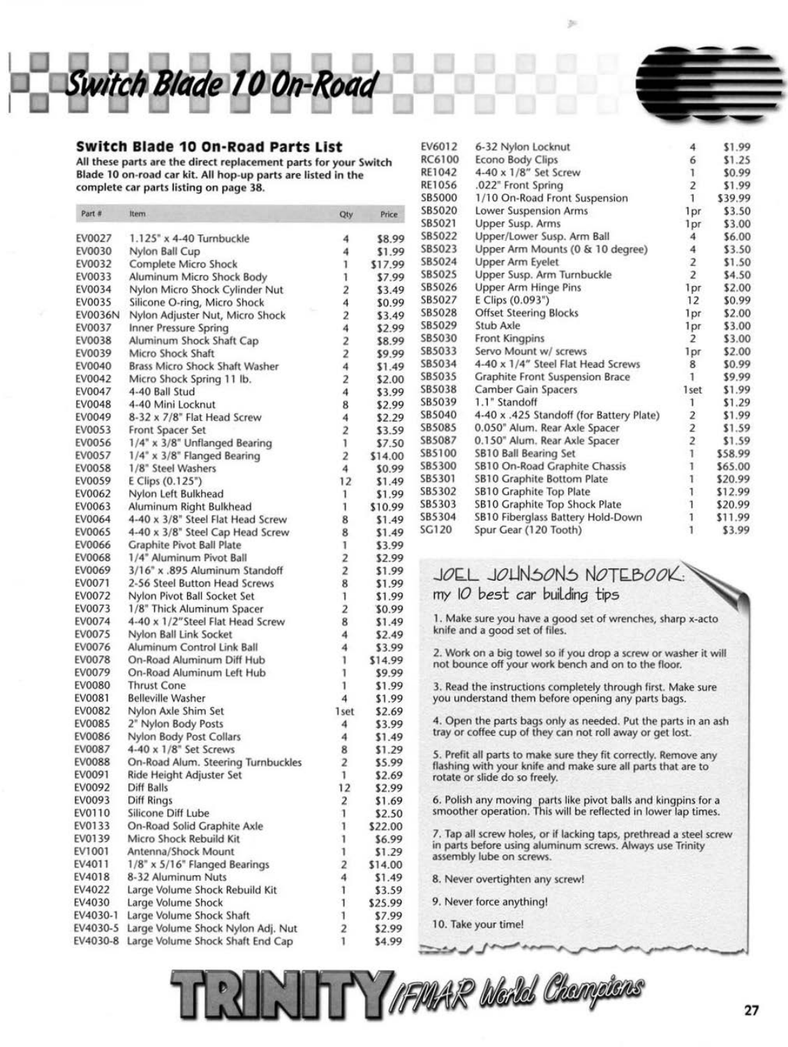# Switch Blade 10 On-Road

## Switch Blade 10 On-Road Parts List

**All these parts are the direct replacement parts for your Switch Blade 10 on-road car kit. All hop-up parts are listed in the complete car parts listing on page 38.**

| Part # | Item | Qty | Price |
|---|---|---|---|
| EV0027 | 1.125" x 4-40 Turnbuckle | 4 | $8.99 |
| EV0030 | Nylon Ball Cup | 4 | $1.99 |
| EV0032 | Complete Micro Shock | 1 | $17.99 |
| EV0033 | Aluminum Micro Shock Body | 1 | $7.99 |
| EV0034 | Nylon Micro Shock Cylinder Nut | 2 | $3.49 |
| EV0035 | Silicone O-ring, Micro Shock | 4 | $0.99 |
| EV0036N | Nylon Adjuster Nut, Micro Shock | 2 | $3.49 |
| EV0037 | Inner Pressure Spring | 4 | $2.99 |
| EV0038 | Aluminum Shock Shaft Cap | 2 | $8.99 |
| EV0039 | Micro Shock Shaft | 2 | $9.99 |
| EV0040 | Brass Micro Shock Shaft Washer | 4 | $1.49 |
| EV0042 | Micro Shock Spring 11 lb. | 2 | $2.00 |
| EV0047 | 4-40 Ball Stud | 4 | $3.99 |
| EV0048 | 4-40 Mini Locknut | 8 | $2.99 |
| EV0049 | 8-32 x 7/8" Flat Head Screw | 4 | $2.29 |
| EV0053 | Front Spacer Set | 2 | $3.59 |
| EV0056 | 1/4" x 3/8" Unflanged Bearing | 1 | $7.50 |
| EV0057 | 1/4" x 3/8" Flanged Bearing | 2 | $14.00 |
| EV0058 | 1/8" Steel Washers | 4 | $0.99 |
| EV0059 | E Clips (0.125") | 12 | $1.49 |
| EV0062 | Nylon Left Bulkhead | 1 | $1.99 |
| EV0063 | Aluminum Right Bulkhead | 1 | $10.99 |
| EV0064 | 4-40 x 3/8" Steel Flat Head Screw | 8 | $1.49 |
| EV0065 | 4-40 x 3/8" Steel Cap Head Screw | 8 | $1.49 |
| EV0066 | Graphite Pivot Ball Plate | 1 | $3.99 |
| EV0068 | 1/4" Aluminum Pivot Ball | 2 | $2.99 |
| EV0069 | 3/16" x .895 Aluminum Standoff | 2 | $1.99 |
| EV0071 | 2-56 Steel Button Head Screws | 8 | $1.99 |
| EV0072 | Nylon Pivot Ball Socket Set | 1 | $1.99 |
| EV0073 | 1/8" Thick Aluminum Spacer | 2 | $0.99 |
| EV0074 | 4-40 x 1/2" Steel Flat Head Screw | 8 | $1.49 |
| EV0075 | Nylon Ball Link Socket | 4 | $2.49 |
| EV0076 | Aluminum Control Link Ball | 4 | $3.99 |
| EV0078 | On-Road Aluminum Diff Hub | 1 | $14.99 |
| EV0079 | On-Road Aluminum Left Hub | 1 | $9.99 |
| EV0080 | Thrust Cone | 1 | $1.99 |
| EV0081 | Belleville Washer | 4 | $1.99 |
| EV0082 | Nylon Axle Shim Set | 1set | $2.69 |
| EV0085 | 2" Nylon Body Posts | 4 | $3.99 |
| EV0086 | Nylon Body Post Collars | 4 | $1.49 |
| EV0087 | 4-40 x 1/8" Set Screws | 8 | $1.29 |
| EV0088 | On-Road Alum. Steering Turnbuckles | 2 | $5.99 |
| EV0091 | Ride Height Adjuster Set | 1 | $2.69 |
| EV0092 | Diff Balls | 12 | $2.99 |
| EV0093 | Diff Rings | 2 | $1.69 |
| EV0110 | Silicone Diff Lube | 1 | $2.50 |
| EV0133 | On-Road Solid Graphite Axle | 1 | $22.00 |
| EV0139 | Micro Shock Rebuild Kit | 1 | $6.99 |
| EV1001 | Antenna/Shock Mount | 1 | $1.29 |
| EV4011 | 1/8" x 5/16" Flanged Bearings | 2 | $14.00 |
| EV4018 | 8-32 Aluminum Nuts | 4 | $1.49 |
| EV4022 | Large Volume Shock Rebuild Kit | 1 | $3.59 |
| EV4030 | Large Volume Shock | 1 | $25.99 |
| EV4030-1 | Large Volume Shock Shaft | 1 | $7.99 |
| EV4030-5 | Large Volume Shock Nylon Adj. Nut | 2 | $2.99 |
| EV4030-8 | Large Volume Shock Shaft End Cap | 1 | $4.99 |
| EV6012 | 6-32 Nylon Locknut | 4 | $1.99 |
| RC6100 | Econo Body Clips | 6 | $1.25 |
| RE1042 | 4-40 x 1/8" Set Screw | 1 | $0.99 |
| RE1056 | .022" Front Spring | 2 | $1.99 |
| SB5000 | 1/10 On-Road Front Suspension | 1 | $39.99 |
| SB5020 | Lower Suspension Arms | 1pr | $3.50 |
| SB5021 | Upper Susp. Arms | 1pr | $3.00 |
| SB5022 | Upper/Lower Susp. Arm Ball | 4 | $6.00 |
| SB5023 | Upper Arm Mounts (0 & 10 degree) | 4 | $3.50 |
| SB5024 | Upper Arm Eyelet | 2 | $1.50 |
| SB5025 | Upper Susp. Arm Turnbuckle | 2 | $4.50 |
| SB5026 | Upper Arm Hinge Pins | 1pr | $2.00 |
| SB5027 | E Clips (0.093") | 12 | $0.99 |
| SB5028 | Offset Steering Blocks | 1pr | $2.00 |
| SB5029 | Stub Axle | 1pr | $3.00 |
| SB5030 | Front Kingpins | 2 | $3.00 |
| SB5033 | Servo Mount w/ screws | 1pr | $2.00 |
| SB5034 | 4-40 x 1/4" Steel Flat Head Screws | 8 | $0.99 |
| SB5035 | Graphite Front Suspension Brace | 1 | $9.99 |
| SB5038 | Camber Gain Spacers | 1set | $1.99 |
| SB5039 | 1.1" Standoff | 1 | $1.29 |
| SB5040 | 4-40 x .425 Standoff (for Battery Plate) | 2 | $1.99 |
| SB5085 | 0.050" Alum. Rear Axle Spacer | 2 | $1.59 |
| SB5087 | 0.150" Alum. Rear Axle Spacer | 2 | $1.59 |
| SB5100 | SB10 Ball Bearing Set | 1 | $58.99 |
| SB5300 | SB10 On-Road Graphite Chassis | 1 | $65.00 |
| SB5301 | SB10 Graphite Bottom Plate | 1 | $20.99 |
| SB5302 | SB10 Graphite Top Plate | 1 | $12.99 |
| SB5303 | SB10 Graphite Top Shock Plate | 1 | $20.99 |
| SB5304 | SB10 Fiberglass Battery Hold-Down | 1 | $11.99 |
| SG120 | Spur Gear (120 Tooth) | 1 | $3.99 |

## JOEL JOHNSONS NOTEBOOK:

### my 10 best car building tips

1. Make sure you have a good set of wrenches, sharp x-acto knife and a good set of files.

2. Work on a big towel so if you drop a screw or washer it will not bounce off your work bench and on to the floor.

3. Read the instructions completely through first. Make sure you understand them before opening any parts bags.

4. Open the parts bags only as needed. Put the parts in an ash tray or coffee cup of they can not roll away or get lost.

5. Prefit all parts to make sure they fit correctly. Remove any flashing with your knife and make sure all parts that are to rotate or slide do so freely.

6. Polish any moving parts like pivot balls and kingpins for a smoother operation. This will be reflected in lower lap times.

7. Tap all screw holes, or if lacking taps, prethread a steel screw in parts before using aluminum screws. Always use Trinity assembly lube on screws.

8. Never overtighten any screw!

9. Never force anything!

10. Take your time!

TRINITY / IFMAR World Champions